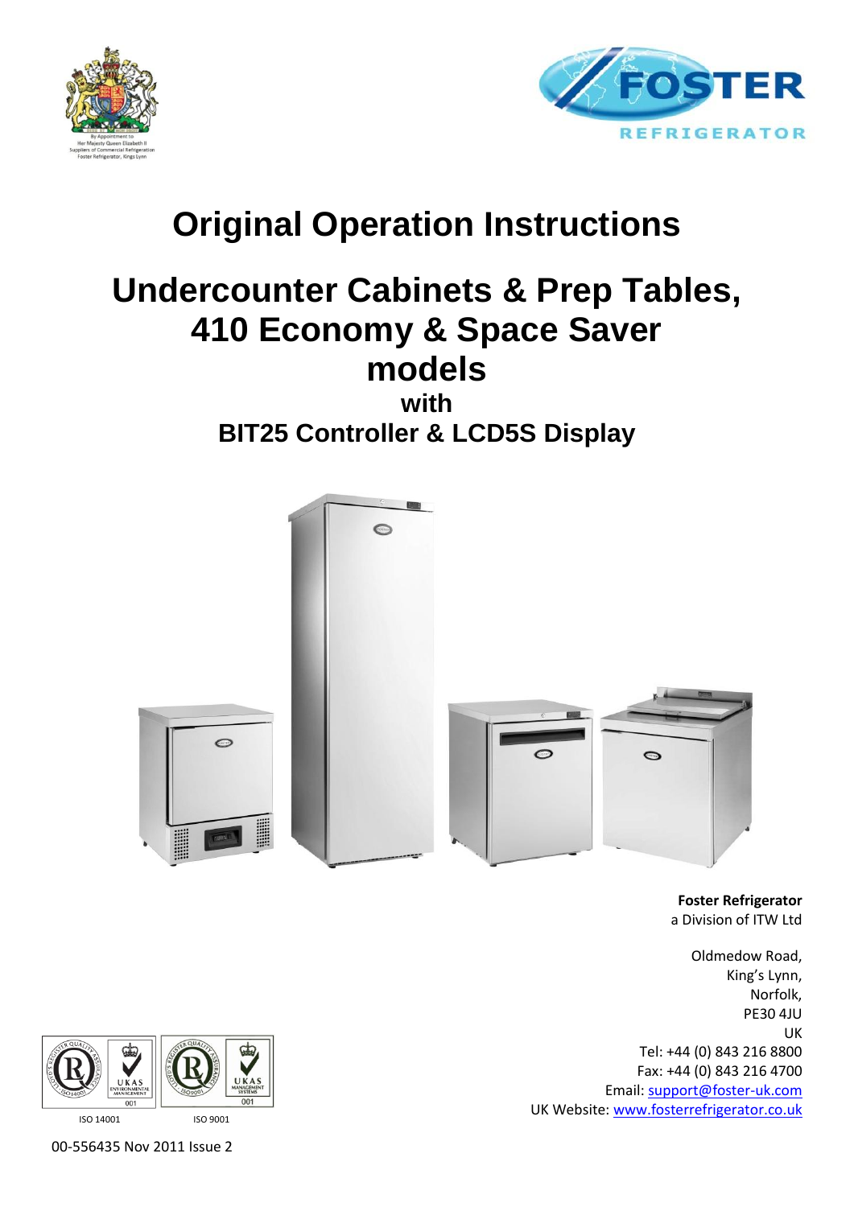# Original Operation Instructions

## Undercounter Cabinets & Prep Tables, 410 Economy & Space Saver models

### with

### BIT25 Controller & LCD5S Display

**Foster Refrigerator**
a Division of ITW Ltd

Oldmedow Road,
King's Lynn,
Norfolk,
PE30 4JU
UK
Tel: +44 (0) 843 216 8800
Fax: +44 (0) 843 216 4700
Email: support@foster-uk.com
UK Website: www.fosterrefrigerator.co.uk

ISO 14001 ISO 9001

00-556435 Nov 2011 Issue 2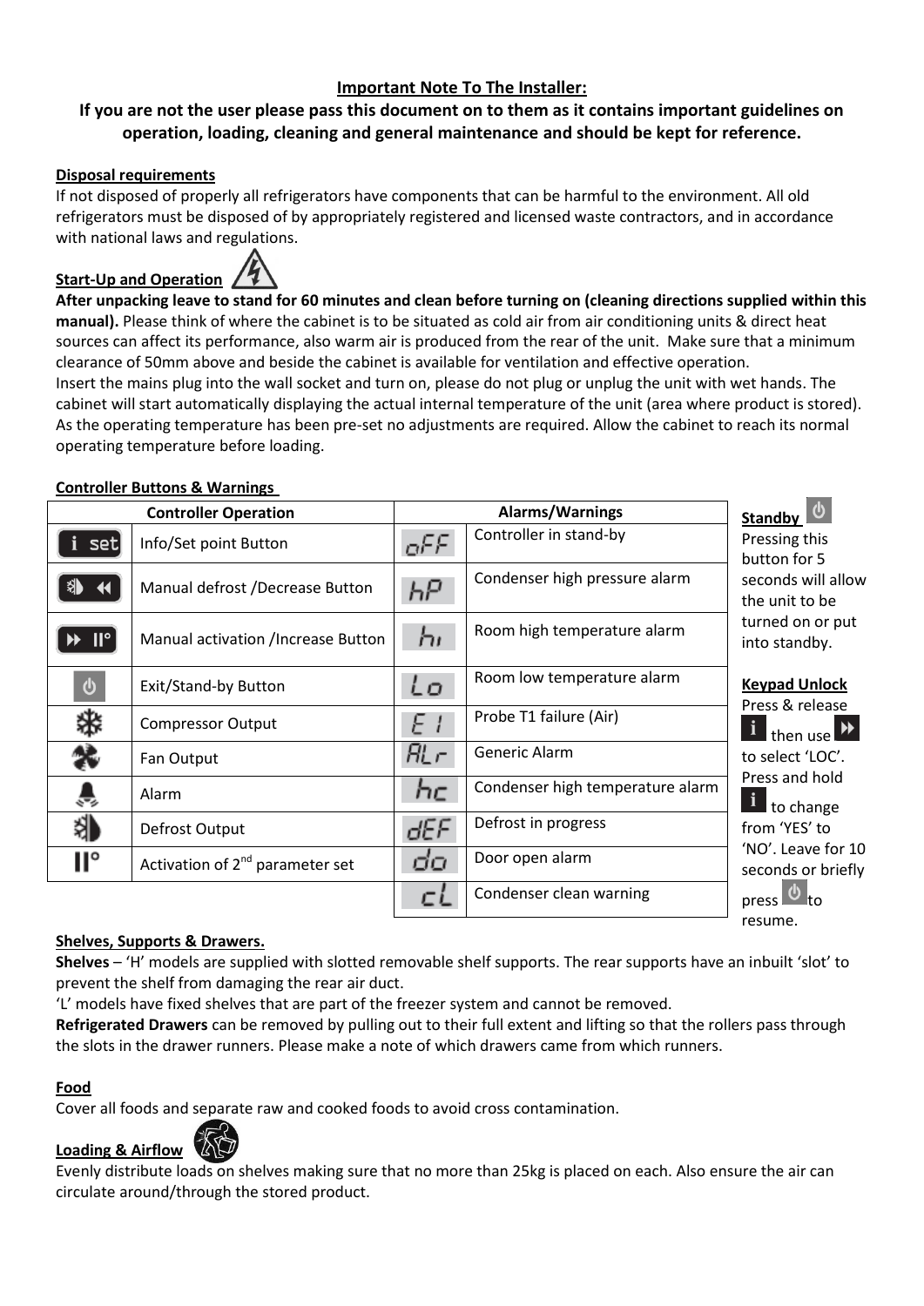**Important Note To The Installer:**

**If you are not the user please pass this document on to them as it contains important guidelines on operation, loading, cleaning and general maintenance and should be kept for reference.**

**Disposal requirements**

If not disposed of properly all refrigerators have components that can be harmful to the environment. All old refrigerators must be disposed of by appropriately registered and licensed waste contractors, and in accordance with national laws and regulations.

**Start-Up and Operation**

**After unpacking leave to stand for 60 minutes and clean before turning on (cleaning directions supplied within this manual).** Please think of where the cabinet is to be situated as cold air from air conditioning units & direct heat sources can affect its performance, also warm air is produced from the rear of the unit. Make sure that a minimum clearance of 50mm above and beside the cabinet is available for ventilation and effective operation.

Insert the mains plug into the wall socket and turn on, please do not plug or unplug the unit with wet hands. The cabinet will start automatically displaying the actual internal temperature of the unit (area where product is stored). As the operating temperature has been pre-set no adjustments are required. Allow the cabinet to reach its normal operating temperature before loading.

**Controller Buttons & Warnings**

| Controller Operation | | Alarms/Warnings | |
|---|---|---|---|
| i set | Info/Set point Button | oFF | Controller in stand-by |
| | Manual defrost /Decrease Button | hP | Condenser high pressure alarm |
| II° | Manual activation /Increase Button | hi | Room high temperature alarm |
| | Exit/Stand-by Button | Lo | Room low temperature alarm |
| | Compressor Output | E1 | Probe T1 failure (Air) |
| | Fan Output | ALr | Generic Alarm |
| | Alarm | hc | Condenser high temperature alarm |
| | Defrost Output | dEF | Defrost in progress |
| II° | Activation of 2nd parameter set | do | Door open alarm |
| | | cL | Condenser clean warning |

**Standby**

Pressing this button for 5 seconds will allow the unit to be turned on or put into standby.

**Keypad Unlock**

Press & release i then use ⏩ to select 'LOC'. Press and hold i to change from 'YES' to 'NO'. Leave for 10 seconds or briefly press ⏻ to resume.

**Shelves, Supports & Drawers.**

**Shelves** – 'H' models are supplied with slotted removable shelf supports. The rear supports have an inbuilt 'slot' to prevent the shelf from damaging the rear air duct.

'L' models have fixed shelves that are part of the freezer system and cannot be removed.

**Refrigerated Drawers** can be removed by pulling out to their full extent and lifting so that the rollers pass through the slots in the drawer runners. Please make a note of which drawers came from which runners.

**Food**

Cover all foods and separate raw and cooked foods to avoid cross contamination.

**Loading & Airflow**

Evenly distribute loads on shelves making sure that no more than 25kg is placed on each. Also ensure the air can circulate around/through the stored product.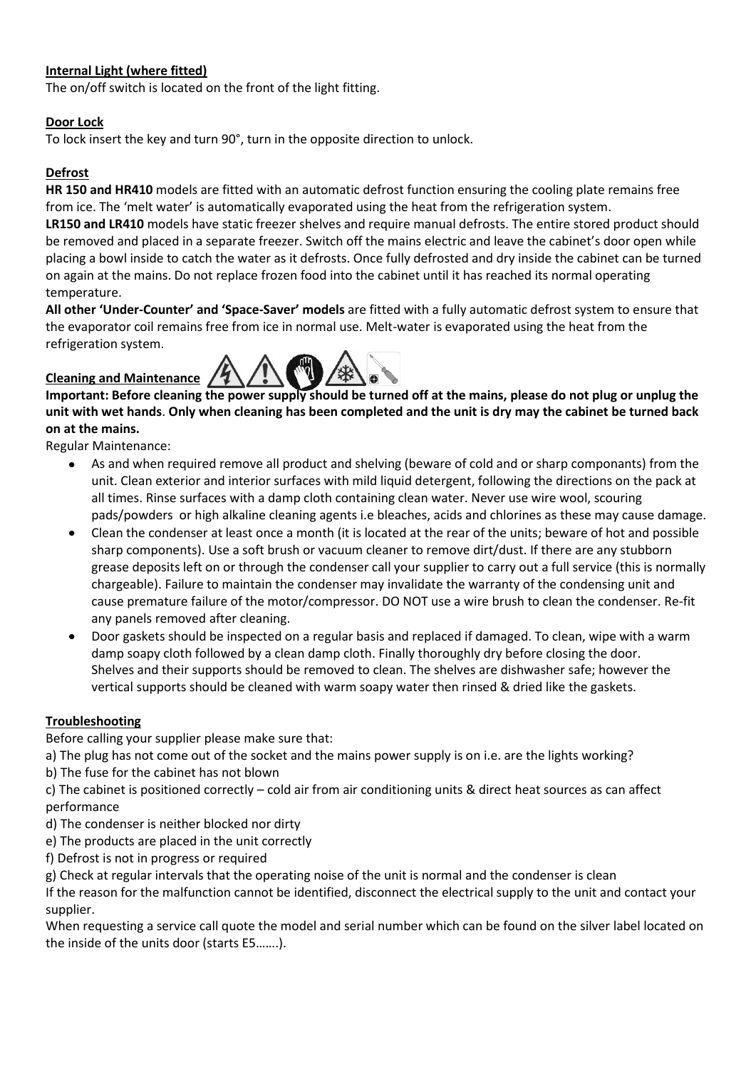**Internal Light (where fitted)**

The on/off switch is located on the front of the light fitting.

**Door Lock**

To lock insert the key and turn 90°, turn in the opposite direction to unlock.

**Defrost**

**HR 150 and HR410** models are fitted with an automatic defrost function ensuring the cooling plate remains free from ice. The 'melt water' is automatically evaporated using the heat from the refrigeration system.

**LR150 and LR410** models have static freezer shelves and require manual defrosts. The entire stored product should be removed and placed in a separate freezer. Switch off the mains electric and leave the cabinet's door open while placing a bowl inside to catch the water as it defrosts. Once fully defrosted and dry inside the cabinet can be turned on again at the mains. Do not replace frozen food into the cabinet until it has reached its normal operating temperature.

**All other 'Under-Counter' and 'Space-Saver' models** are fitted with a fully automatic defrost system to ensure that the evaporator coil remains free from ice in normal use. Melt-water is evaporated using the heat from the refrigeration system.

**Cleaning and Maintenance**

**Important: Before cleaning the power supply should be turned off at the mains, please do not plug or unplug the unit with wet hands**. **Only when cleaning has been completed and the unit is dry may the cabinet be turned back on at the mains.**

Regular Maintenance:

- As and when required remove all product and shelving (beware of cold and or sharp componants) from the unit. Clean exterior and interior surfaces with mild liquid detergent, following the directions on the pack at all times. Rinse surfaces with a damp cloth containing clean water. Never use wire wool, scouring pads/powders or high alkaline cleaning agents i.e bleaches, acids and chlorines as these may cause damage.
- Clean the condenser at least once a month (it is located at the rear of the units; beware of hot and possible sharp components). Use a soft brush or vacuum cleaner to remove dirt/dust. If there are any stubborn grease deposits left on or through the condenser call your supplier to carry out a full service (this is normally chargeable). Failure to maintain the condenser may invalidate the warranty of the condensing unit and cause premature failure of the motor/compressor. DO NOT use a wire brush to clean the condenser. Re-fit any panels removed after cleaning.
- Door gaskets should be inspected on a regular basis and replaced if damaged. To clean, wipe with a warm damp soapy cloth followed by a clean damp cloth. Finally thoroughly dry before closing the door. Shelves and their supports should be removed to clean. The shelves are dishwasher safe; however the vertical supports should be cleaned with warm soapy water then rinsed & dried like the gaskets.

**Troubleshooting**

Before calling your supplier please make sure that:

a) The plug has not come out of the socket and the mains power supply is on i.e. are the lights working?
b) The fuse for the cabinet has not blown
c) The cabinet is positioned correctly – cold air from air conditioning units & direct heat sources as can affect performance
d) The condenser is neither blocked nor dirty
e) The products are placed in the unit correctly
f) Defrost is not in progress or required
g) Check at regular intervals that the operating noise of the unit is normal and the condenser is clean

If the reason for the malfunction cannot be identified, disconnect the electrical supply to the unit and contact your supplier.

When requesting a service call quote the model and serial number which can be found on the silver label located on the inside of the units door (starts E5…….).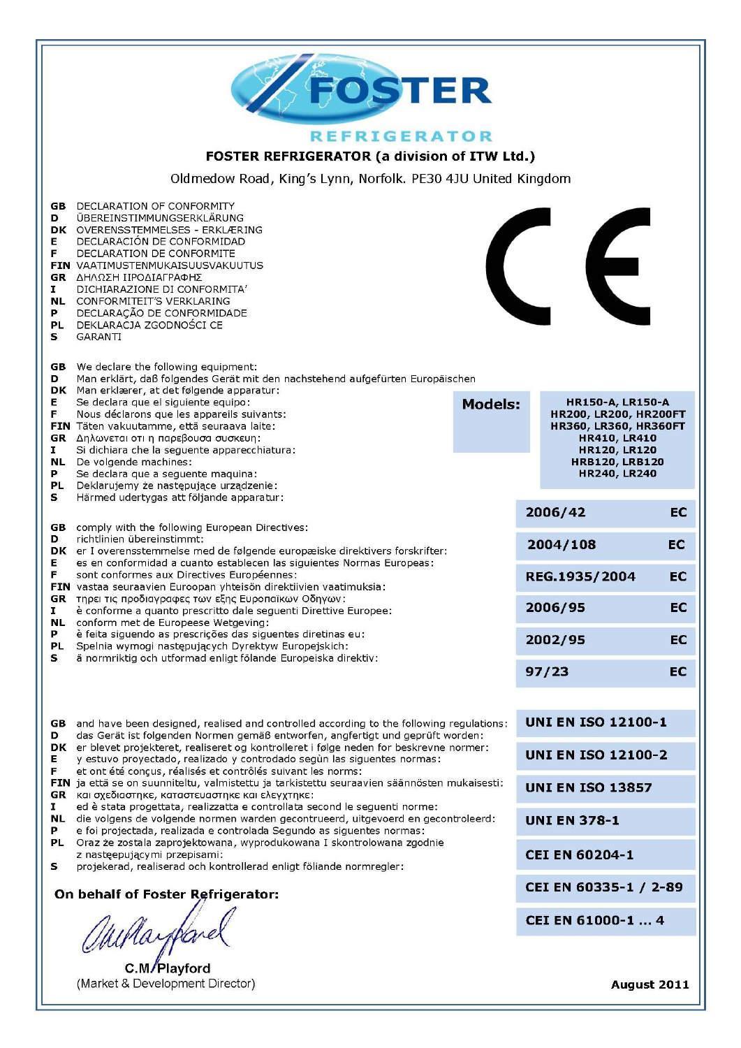# FOSTER

REFRIGERATOR

**FOSTER REFRIGERATOR (a division of ITW Ltd.)**

Oldmedow Road, King's Lynn, Norfolk. PE30 4JU United Kingdom

**GB** DECLARATION OF CONFORMITY
**D** ÜBEREINSTIMMUNGSERKLÄRUNG
**DK** OVERENSSTEMMELSES - ERKLÆRING
**E** DECLARACIÓN DE CONFORMIDAD
**F** DECLARATION DE CONFORMITE
**FIN** VAATIMUSTENMUKAISUUSVAKUUTUS
**GR** ΔΗΛΩΣΗ ΙΙΡΟΔΙΑΓΡΑΦΗΣ
**I** DICHIARAZIONE DI CONFORMITA'
**NL** CONFORMITEIT'S VERKLARING
**P** DECLARAÇÃO DE CONFORMIDADE
**PL** DEKLARACJA ZGODNOŚCI CE
**S** GARANTI

CE

**GB** We declare the following equipment:
**D** Man erklärt, daß folgendes Gerät mit den nachstehend aufgefürten Europäischen
**DK** Man erklærer, at det følgende apparatur:
**E** Se declara que el siguiente equipo:
**F** Nous déclarons que les appareils suivants:
**FIN** Täten vakuutamme, että seuraava laite:
**GR** Δηλώνεται οτι η παρεβουσα συσκευη:
**I** Si dichiara che la seguente apparecchiatura:
**NL** De volgende machines:
**P** Se declara que a seguente maquina:
**PL** Deklarujemy że następujące urządzenie:
**S** Härmed udertygas att följande apparatur:

**Models:**

**HR150-A, LR150-A**
**HR200, LR200, HR200FT**
**HR360, LR360, HR360FT**
**HR410, LR410**
**HR120, LR120**
**HRB120, LRB120**
**HR240, LR240**

**GB** comply with the following European Directives:
**D** richtlinien übereinstimmt:
**DK** er I overensstemmelse med de følgende europæiske direktivers forskrifter:
**E** es en conformidad a cuanto establecen las siguientes Normas Europeas:
**F** sont conformes aux Directives Européennes:
**FIN** vastaa seuraavien Euroopan yhteisön direktiivien vaatimuksia:
**GR** τηρει τις προδιαγραφες των εξης Ευρωπαϊκών Οδηγων:
**I** è conforme a quanto prescritto dale seguenti Direttive Europee:
**NL** conform met de Europeese Wetgeving:
**P** è feita siguendo as prescrições das siguentes diretinas eu:
**PL** Spełnia wymogi następujących Dyrektyw Europejskich:
**S** ä normriktig och utformad enligt fölande Europeiska direktiv:

| | |
|---|---|
| **2006/42** | **EC** |
| **2004/108** | **EC** |
| **REG.1935/2004** | **EC** |
| **2006/95** | **EC** |
| **2002/95** | **EC** |
| **97/23** | **EC** |

**GB** and have been designed, realised and controlled according to the following regulations:
**D** das Gerät ist folgenden Normen gemäß entworfen, angfertigt und geprüft worden:
**DK** er blevet projekteret, realiseret og kontrolleret i følge neden for beskrevne normer:
**E** y estuvo proyectado, realizado y controdado segùn las siguientes normas:
**F** et ont été conçus, réalisés et contrôlés suivant les norms:
**FIN** ja että se on suunniteltu, valmistettu ja tarkistettu seuraavien säännösten mukaisesti:
**GR** και σχεδιαστηκε, κατασтευαστηκε και ελεγχτηκε:
**I** ed è stata progettata, realizzatta e controllata second le seguenti norme:
**NL** die volgens de volgende normen warden gecontrueerd, uitgevoerd en gecontroleerd:
**P** e foi projectada, realizada e controlada Segundo as siguentes normas:
**PL** Oraz że zostala zaprojektowana, wyprodukowana I skontrolowana zgodnie z następującymi przepisami:
**S** projekerad, realiserad och kontrollerad enligt föliande normregler:

**UNI EN ISO 12100-1**
**UNI EN ISO 12100-2**
**UNI EN ISO 13857**
**UNI EN 378-1**
**CEI EN 60204-1**
**CEI EN 60335-1 / 2-89**
**CEI EN 61000-1 ... 4**

**On behalf of Foster Refrigerator:**

**C.M Playford**
(Market & Development Director)

**August 2011**